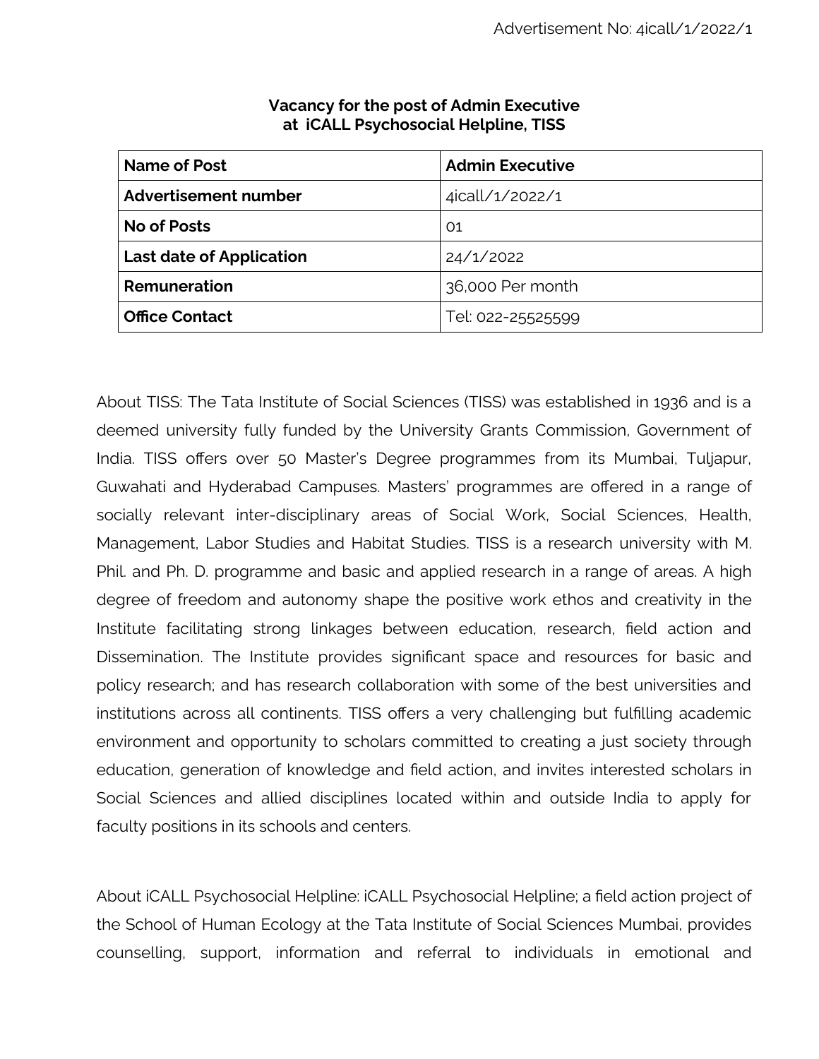Advertisement No: 4icall/1/2022/1

## Vacancy for the post of Admin Executive at iCALL Psychosocial Helpline, TISS

| **Name of Post** | **Admin Executive** |
|---|---|
| **Advertisement number** | 4icall/1/2022/1 |
| **No of Posts** | 01 |
| **Last date of Application** | 24/1/2022 |
| **Remuneration** | 36,000 Per month |
| **Office Contact** | Tel: 022-25525599 |

About TISS: The Tata Institute of Social Sciences (TISS) was established in 1936 and is a deemed university fully funded by the University Grants Commission, Government of India. TISS offers over 50 Master's Degree programmes from its Mumbai, Tuljapur, Guwahati and Hyderabad Campuses. Masters' programmes are offered in a range of socially relevant inter-disciplinary areas of Social Work, Social Sciences, Health, Management, Labor Studies and Habitat Studies. TISS is a research university with M. Phil. and Ph. D. programme and basic and applied research in a range of areas. A high degree of freedom and autonomy shape the positive work ethos and creativity in the Institute facilitating strong linkages between education, research, field action and Dissemination. The Institute provides significant space and resources for basic and policy research; and has research collaboration with some of the best universities and institutions across all continents. TISS offers a very challenging but fulfilling academic environment and opportunity to scholars committed to creating a just society through education, generation of knowledge and field action, and invites interested scholars in Social Sciences and allied disciplines located within and outside India to apply for faculty positions in its schools and centers.

About iCALL Psychosocial Helpline: iCALL Psychosocial Helpline; a field action project of the School of Human Ecology at the Tata Institute of Social Sciences Mumbai, provides counselling, support, information and referral to individuals in emotional and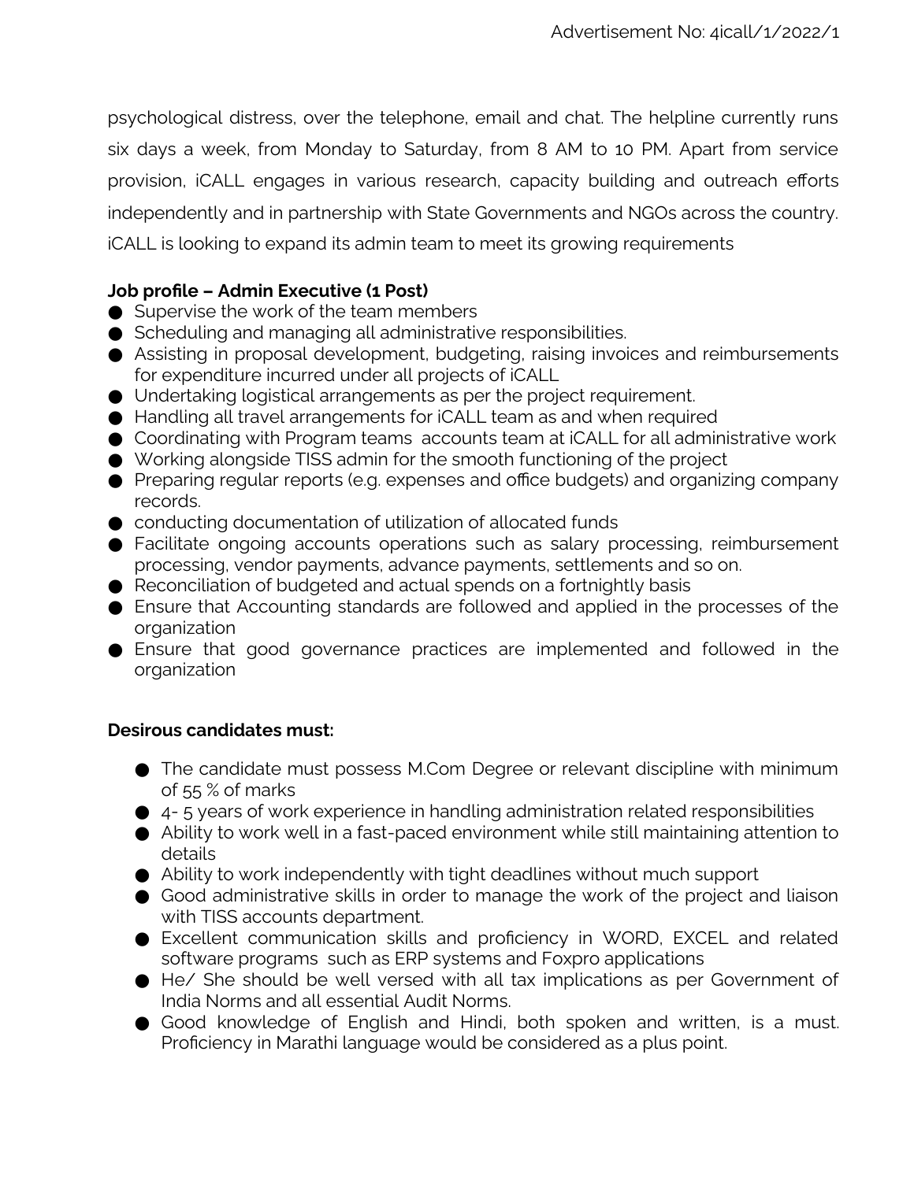psychological distress, over the telephone, email and chat. The helpline currently runs six days a week, from Monday to Saturday, from 8 AM to 10 PM. Apart from service provision, iCALL engages in various research, capacity building and outreach efforts independently and in partnership with State Governments and NGOs across the country. iCALL is looking to expand its admin team to meet its growing requirements

**Job profile – Admin Executive (1 Post)**

- Supervise the work of the team members
- Scheduling and managing all administrative responsibilities.
- Assisting in proposal development, budgeting, raising invoices and reimbursements for expenditure incurred under all projects of iCALL
- Undertaking logistical arrangements as per the project requirement.
- Handling all travel arrangements for iCALL team as and when required
- Coordinating with Program teams accounts team at iCALL for all administrative work
- Working alongside TISS admin for the smooth functioning of the project
- Preparing regular reports (e.g. expenses and office budgets) and organizing company records.
- conducting documentation of utilization of allocated funds
- Facilitate ongoing accounts operations such as salary processing, reimbursement processing, vendor payments, advance payments, settlements and so on.
- Reconciliation of budgeted and actual spends on a fortnightly basis
- Ensure that Accounting standards are followed and applied in the processes of the organization
- Ensure that good governance practices are implemented and followed in the organization

**Desirous candidates must:**

- The candidate must possess M.Com Degree or relevant discipline with minimum of 55 % of marks
- 4- 5 years of work experience in handling administration related responsibilities
- Ability to work well in a fast-paced environment while still maintaining attention to details
- Ability to work independently with tight deadlines without much support
- Good administrative skills in order to manage the work of the project and liaison with TISS accounts department.
- Excellent communication skills and proficiency in WORD, EXCEL and related software programs such as ERP systems and Foxpro applications
- He/ She should be well versed with all tax implications as per Government of India Norms and all essential Audit Norms.
- Good knowledge of English and Hindi, both spoken and written, is a must. Proficiency in Marathi language would be considered as a plus point.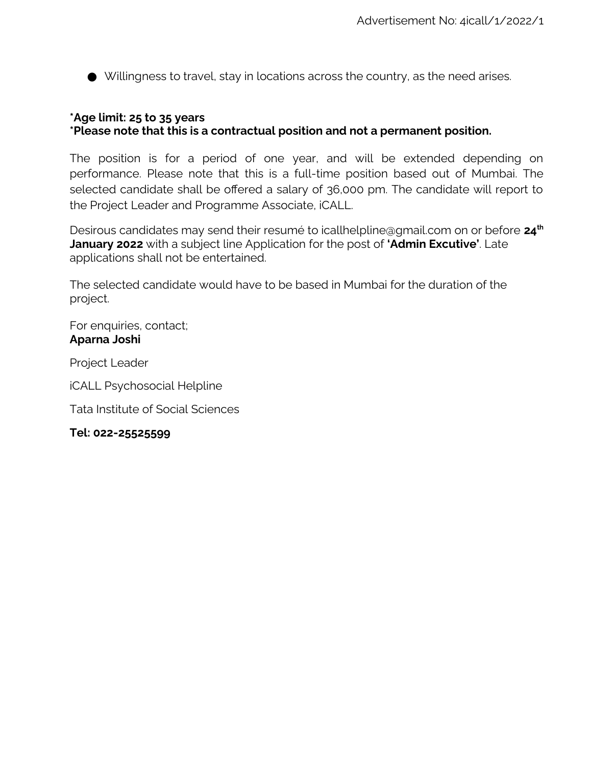- Willingness to travel, stay in locations across the country, as the need arises.

**\*Age limit: 25 to 35 years**
**\*Please note that this is a contractual position and not a permanent position.**

The position is for a period of one year, and will be extended depending on performance. Please note that this is a full-time position based out of Mumbai. The selected candidate shall be offered a salary of 36,000 pm. The candidate will report to the Project Leader and Programme Associate, iCALL.

Desirous candidates may send their resumé to icallhelpline@gmail.com on or before **24th January 2022** with a subject line Application for the post of **'Admin Excutive'**. Late applications shall not be entertained.

The selected candidate would have to be based in Mumbai for the duration of the project.

For enquiries, contact;
**Aparna Joshi**

Project Leader

iCALL Psychosocial Helpline

Tata Institute of Social Sciences

**Tel: 022-25525599**